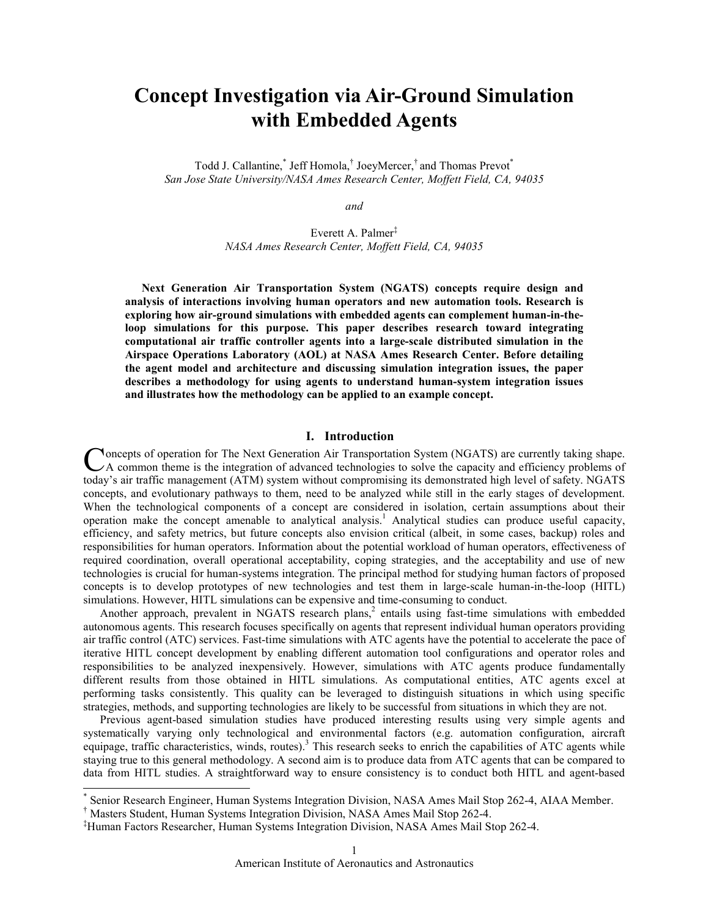# Concept Investigation via Air-Ground Simulation with Embedded Agents

Todd J. Callantine,[*] Jeff Homola,[†] JoeyMercer,[†] and Thomas Prevot[*]
*San Jose State University/NASA Ames Research Center, Moffett Field, CA, 94035*

*and*

Everett A. Palmer[‡]
*NASA Ames Research Center, Moffett Field, CA, 94035*

**Next Generation Air Transportation System (NGATS) concepts require design and analysis of interactions involving human operators and new automation tools. Research is exploring how air-ground simulations with embedded agents can complement human-in-the-loop simulations for this purpose. This paper describes research toward integrating computational air traffic controller agents into a large-scale distributed simulation in the Airspace Operations Laboratory (AOL) at NASA Ames Research Center. Before detailing the agent model and architecture and discussing simulation integration issues, the paper describes a methodology for using agents to understand human-system integration issues and illustrates how the methodology can be applied to an example concept.**

## I. Introduction

Concepts of operation for The Next Generation Air Transportation System (NGATS) are currently taking shape. A common theme is the integration of advanced technologies to solve the capacity and efficiency problems of today's air traffic management (ATM) system without compromising its demonstrated high level of safety. NGATS concepts, and evolutionary pathways to them, need to be analyzed while still in the early stages of development. When the technological components of a concept are considered in isolation, certain assumptions about their operation make the concept amenable to analytical analysis.[1] Analytical studies can produce useful capacity, efficiency, and safety metrics, but future concepts also envision critical (albeit, in some cases, backup) roles and responsibilities for human operators. Information about the potential workload of human operators, effectiveness of required coordination, overall operational acceptability, coping strategies, and the acceptability and use of new technologies is crucial for human-systems integration. The principal method for studying human factors of proposed concepts is to develop prototypes of new technologies and test them in large-scale human-in-the-loop (HITL) simulations. However, HITL simulations can be expensive and time-consuming to conduct.

Another approach, prevalent in NGATS research plans,[2] entails using fast-time simulations with embedded autonomous agents. This research focuses specifically on agents that represent individual human operators providing air traffic control (ATC) services. Fast-time simulations with ATC agents have the potential to accelerate the pace of iterative HITL concept development by enabling different automation tool configurations and operator roles and responsibilities to be analyzed inexpensively. However, simulations with ATC agents produce fundamentally different results from those obtained in HITL simulations. As computational entities, ATC agents excel at performing tasks consistently. This quality can be leveraged to distinguish situations in which using specific strategies, methods, and supporting technologies are likely to be successful from situations in which they are not.

Previous agent-based simulation studies have produced interesting results using very simple agents and systematically varying only technological and environmental factors (e.g. automation configuration, aircraft equipage, traffic characteristics, winds, routes).[3] This research seeks to enrich the capabilities of ATC agents while staying true to this general methodology. A second aim is to produce data from ATC agents that can be compared to data from HITL studies. A straightforward way to ensure consistency is to conduct both HITL and agent-based

---

[*] Senior Research Engineer, Human Systems Integration Division, NASA Ames Mail Stop 262-4, AIAA Member.
[†] Masters Student, Human Systems Integration Division, NASA Ames Mail Stop 262-4.
[‡] Human Factors Researcher, Human Systems Integration Division, NASA Ames Mail Stop 262-4.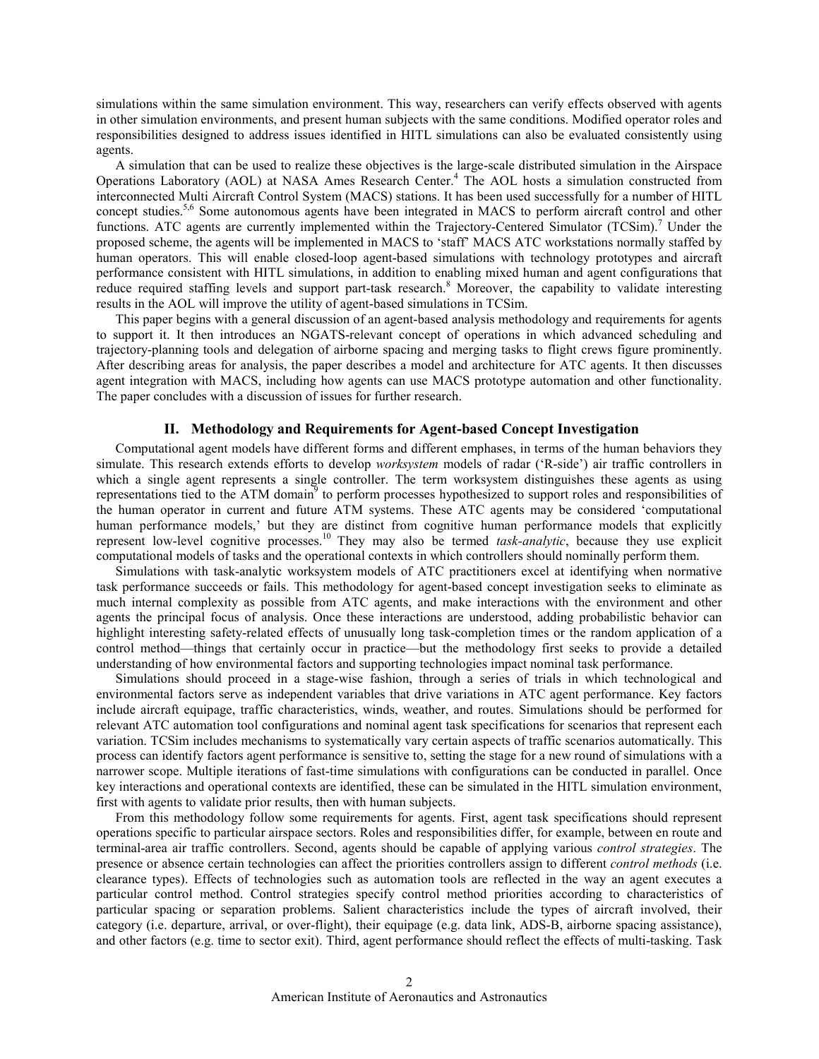simulations within the same simulation environment. This way, researchers can verify effects observed with agents in other simulation environments, and present human subjects with the same conditions. Modified operator roles and responsibilities designed to address issues identified in HITL simulations can also be evaluated consistently using agents.

A simulation that can be used to realize these objectives is the large-scale distributed simulation in the Airspace Operations Laboratory (AOL) at NASA Ames Research Center.[4] The AOL hosts a simulation constructed from interconnected Multi Aircraft Control System (MACS) stations. It has been used successfully for a number of HITL concept studies.[5,6] Some autonomous agents have been integrated in MACS to perform aircraft control and other functions. ATC agents are currently implemented within the Trajectory-Centered Simulator (TCSim).[7] Under the proposed scheme, the agents will be implemented in MACS to 'staff' MACS ATC workstations normally staffed by human operators. This will enable closed-loop agent-based simulations with technology prototypes and aircraft performance consistent with HITL simulations, in addition to enabling mixed human and agent configurations that reduce required staffing levels and support part-task research.[8] Moreover, the capability to validate interesting results in the AOL will improve the utility of agent-based simulations in TCSim.

This paper begins with a general discussion of an agent-based analysis methodology and requirements for agents to support it. It then introduces an NGATS-relevant concept of operations in which advanced scheduling and trajectory-planning tools and delegation of airborne spacing and merging tasks to flight crews figure prominently. After describing areas for analysis, the paper describes a model and architecture for ATC agents. It then discusses agent integration with MACS, including how agents can use MACS prototype automation and other functionality. The paper concludes with a discussion of issues for further research.

## II. Methodology and Requirements for Agent-based Concept Investigation

Computational agent models have different forms and different emphases, in terms of the human behaviors they simulate. This research extends efforts to develop *worksystem* models of radar ('R-side') air traffic controllers in which a single agent represents a single controller. The term worksystem distinguishes these agents as using representations tied to the ATM domain[9] to perform processes hypothesized to support roles and responsibilities of the human operator in current and future ATM systems. These ATC agents may be considered 'computational human performance models,' but they are distinct from cognitive human performance models that explicitly represent low-level cognitive processes.[10] They may also be termed *task-analytic*, because they use explicit computational models of tasks and the operational contexts in which controllers should nominally perform them.

Simulations with task-analytic worksystem models of ATC practitioners excel at identifying when normative task performance succeeds or fails. This methodology for agent-based concept investigation seeks to eliminate as much internal complexity as possible from ATC agents, and make interactions with the environment and other agents the principal focus of analysis. Once these interactions are understood, adding probabilistic behavior can highlight interesting safety-related effects of unusually long task-completion times or the random application of a control method—things that certainly occur in practice—but the methodology first seeks to provide a detailed understanding of how environmental factors and supporting technologies impact nominal task performance.

Simulations should proceed in a stage-wise fashion, through a series of trials in which technological and environmental factors serve as independent variables that drive variations in ATC agent performance. Key factors include aircraft equipage, traffic characteristics, winds, weather, and routes. Simulations should be performed for relevant ATC automation tool configurations and nominal agent task specifications for scenarios that represent each variation. TCSim includes mechanisms to systematically vary certain aspects of traffic scenarios automatically. This process can identify factors agent performance is sensitive to, setting the stage for a new round of simulations with a narrower scope. Multiple iterations of fast-time simulations with configurations can be conducted in parallel. Once key interactions and operational contexts are identified, these can be simulated in the HITL simulation environment, first with agents to validate prior results, then with human subjects.

From this methodology follow some requirements for agents. First, agent task specifications should represent operations specific to particular airspace sectors. Roles and responsibilities differ, for example, between en route and terminal-area air traffic controllers. Second, agents should be capable of applying various *control strategies*. The presence or absence certain technologies can affect the priorities controllers assign to different *control methods* (i.e. clearance types). Effects of technologies such as automation tools are reflected in the way an agent executes a particular control method. Control strategies specify control method priorities according to characteristics of particular spacing or separation problems. Salient characteristics include the types of aircraft involved, their category (i.e. departure, arrival, or over-flight), their equipage (e.g. data link, ADS-B, airborne spacing assistance), and other factors (e.g. time to sector exit). Third, agent performance should reflect the effects of multi-tasking. Task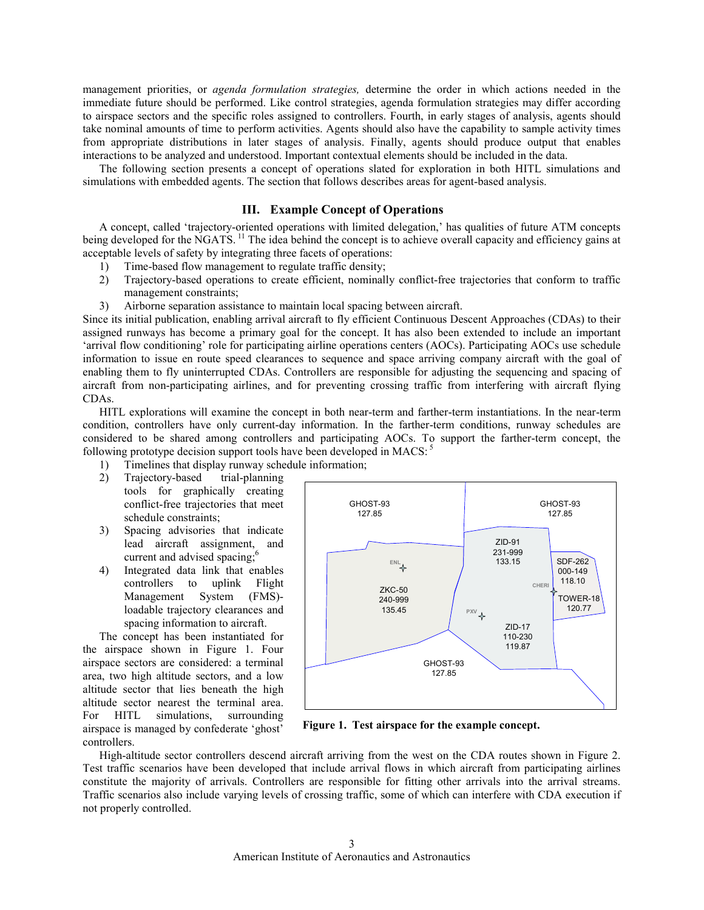management priorities, or *agenda formulation strategies,* determine the order in which actions needed in the immediate future should be performed. Like control strategies, agenda formulation strategies may differ according to airspace sectors and the specific roles assigned to controllers. Fourth, in early stages of analysis, agents should take nominal amounts of time to perform activities. Agents should also have the capability to sample activity times from appropriate distributions in later stages of analysis. Finally, agents should produce output that enables interactions to be analyzed and understood. Important contextual elements should be included in the data.

The following section presents a concept of operations slated for exploration in both HITL simulations and simulations with embedded agents. The section that follows describes areas for agent-based analysis.

## III. Example Concept of Operations

A concept, called 'trajectory-oriented operations with limited delegation,' has qualities of future ATM concepts being developed for the NGATS. [11] The idea behind the concept is to achieve overall capacity and efficiency gains at acceptable levels of safety by integrating three facets of operations:

1) Time-based flow management to regulate traffic density;
2) Trajectory-based operations to create efficient, nominally conflict-free trajectories that conform to traffic management constraints;
3) Airborne separation assistance to maintain local spacing between aircraft.

Since its initial publication, enabling arrival aircraft to fly efficient Continuous Descent Approaches (CDAs) to their assigned runways has become a primary goal for the concept. It has also been extended to include an important 'arrival flow conditioning' role for participating airline operations centers (AOCs). Participating AOCs use schedule information to issue en route speed clearances to sequence and space arriving company aircraft with the goal of enabling them to fly uninterrupted CDAs. Controllers are responsible for adjusting the sequencing and spacing of aircraft from non-participating airlines, and for preventing crossing traffic from interfering with aircraft flying CDAs.

HITL explorations will examine the concept in both near-term and farther-term instantiations. In the near-term condition, controllers have only current-day information. In the farther-term conditions, runway schedules are considered to be shared among controllers and participating AOCs. To support the farther-term concept, the following prototype decision support tools have been developed in MACS: [5]

1) Timelines that display runway schedule information;
2) Trajectory-based trial-planning tools for graphically creating conflict-free trajectories that meet schedule constraints;
3) Spacing advisories that indicate lead aircraft assignment, and current and advised spacing;[6]
4) Integrated data link that enables controllers to uplink Flight Management System (FMS)-loadable trajectory clearances and spacing information to aircraft.

The concept has been instantiated for the airspace shown in Figure 1. Four airspace sectors are considered: a terminal area, two high altitude sectors, and a low altitude sector that lies beneath the high altitude sector nearest the terminal area. For HITL simulations, surrounding airspace is managed by confederate 'ghost' controllers.

**Figure 1. Test airspace for the example concept.**

High-altitude sector controllers descend aircraft arriving from the west on the CDA routes shown in Figure 2. Test traffic scenarios have been developed that include arrival flows in which aircraft from participating airlines constitute the majority of arrivals. Controllers are responsible for fitting other arrivals into the arrival streams. Traffic scenarios also include varying levels of crossing traffic, some of which can interfere with CDA execution if not properly controlled.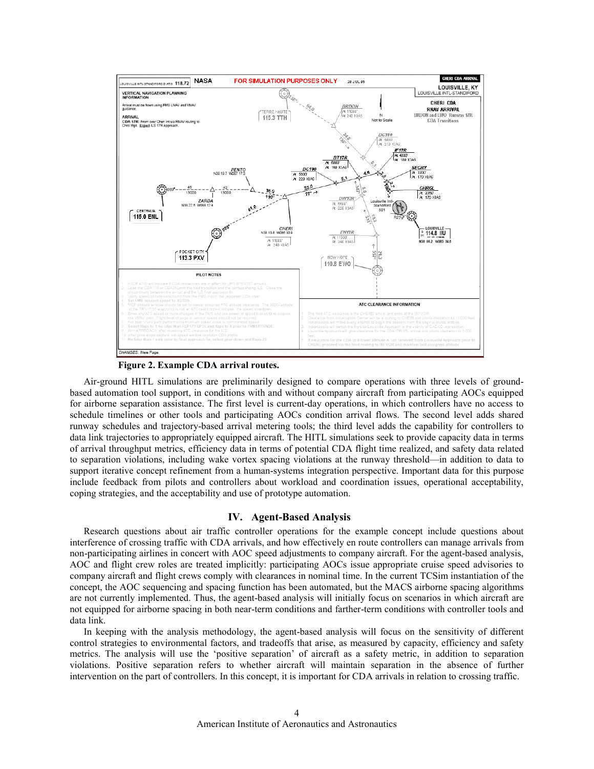Figure 2. Example CDA arrival routes.

Air-ground HITL simulations are preliminarily designed to compare operations with three levels of ground-based automation tool support, in conditions with and without company aircraft from participating AOCs equipped for airborne separation assistance. The first level is current-day operations, in which controllers have no access to schedule timelines or other tools and participating AOCs condition arrival flows. The second level adds shared runway schedules and trajectory-based arrival metering tools; the third level adds the capability for controllers to data link trajectories to appropriately equipped aircraft. The HITL simulations seek to provide capacity data in terms of arrival throughput metrics, efficiency data in terms of potential CDA flight time realized, and safety data related to separation violations, including wake vortex spacing violations at the runway threshold—in addition to data to support iterative concept refinement from a human-systems integration perspective. Important data for this purpose include feedback from pilots and controllers about workload and coordination issues, operational acceptability, coping strategies, and the acceptability and use of prototype automation.

## IV. Agent-Based Analysis

Research questions about air traffic controller operations for the example concept include questions about interference of crossing traffic with CDA arrivals, and how effectively en route controllers can manage arrivals from non-participating airlines in concert with AOC speed adjustments to company aircraft. For the agent-based analysis, AOC and flight crew roles are treated implicitly: participating AOCs issue appropriate cruise speed advisories to company aircraft and flight crews comply with clearances in nominal time. In the current TCSim instantiation of the concept, the AOC sequencing and spacing function has been automated, but the MACS airborne spacing algorithms are not currently implemented. Thus, the agent-based analysis will initially focus on scenarios in which aircraft are not equipped for airborne spacing in both near-term conditions and farther-term conditions with controller tools and data link.

In keeping with the analysis methodology, the agent-based analysis will focus on the sensitivity of different control strategies to environmental factors, and tradeoffs that arise, as measured by capacity, efficiency and safety metrics. The analysis will use the 'positive separation' of aircraft as a safety metric, in addition to separation violations. Positive separation refers to whether aircraft will maintain separation in the absence of further intervention on the part of controllers. In this concept, it is important for CDA arrivals in relation to crossing traffic.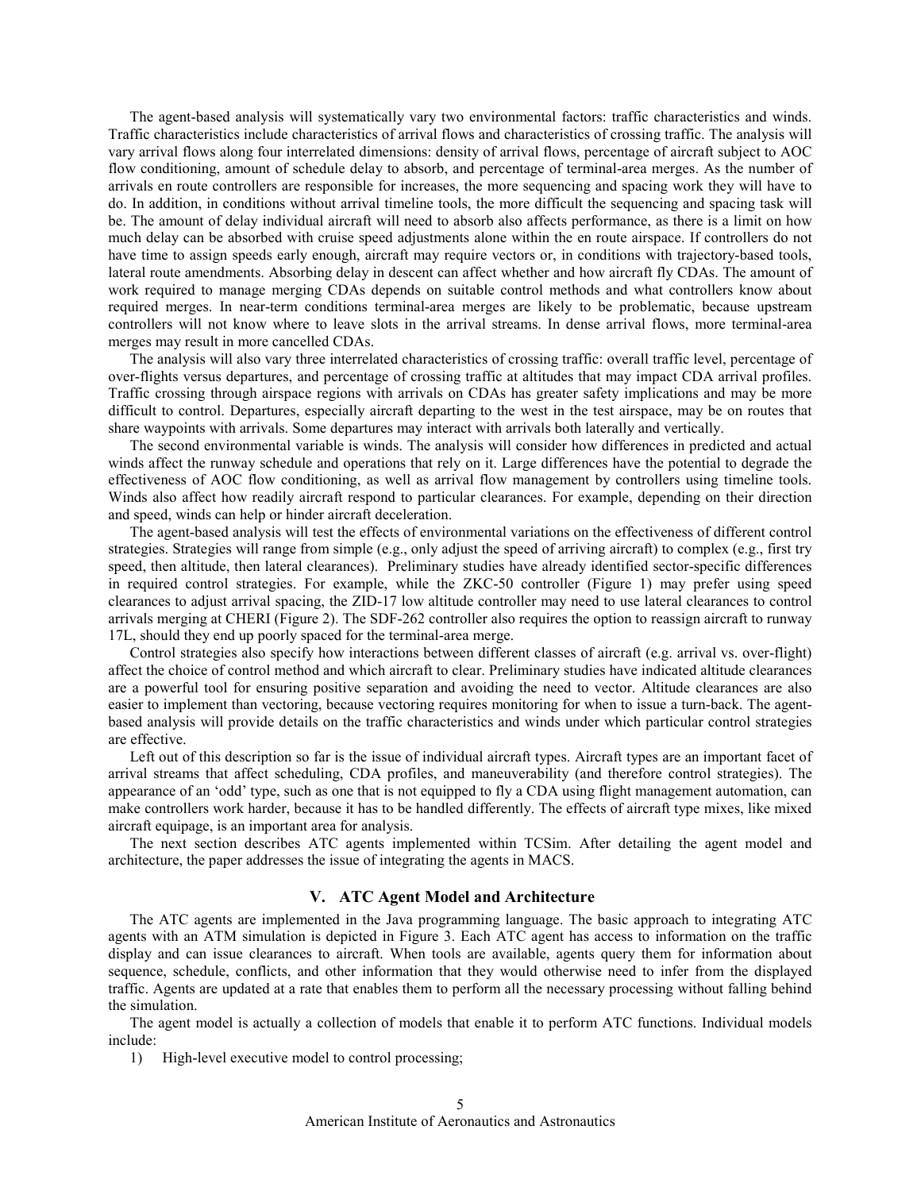The agent-based analysis will systematically vary two environmental factors: traffic characteristics and winds. Traffic characteristics include characteristics of arrival flows and characteristics of crossing traffic. The analysis will vary arrival flows along four interrelated dimensions: density of arrival flows, percentage of aircraft subject to AOC flow conditioning, amount of schedule delay to absorb, and percentage of terminal-area merges. As the number of arrivals en route controllers are responsible for increases, the more sequencing and spacing work they will have to do. In addition, in conditions without arrival timeline tools, the more difficult the sequencing and spacing task will be. The amount of delay individual aircraft will need to absorb also affects performance, as there is a limit on how much delay can be absorbed with cruise speed adjustments alone within the en route airspace. If controllers do not have time to assign speeds early enough, aircraft may require vectors or, in conditions with trajectory-based tools, lateral route amendments. Absorbing delay in descent can affect whether and how aircraft fly CDAs. The amount of work required to manage merging CDAs depends on suitable control methods and what controllers know about required merges. In near-term conditions terminal-area merges are likely to be problematic, because upstream controllers will not know where to leave slots in the arrival streams. In dense arrival flows, more terminal-area merges may result in more cancelled CDAs.

The analysis will also vary three interrelated characteristics of crossing traffic: overall traffic level, percentage of over-flights versus departures, and percentage of crossing traffic at altitudes that may impact CDA arrival profiles. Traffic crossing through airspace regions with arrivals on CDAs has greater safety implications and may be more difficult to control. Departures, especially aircraft departing to the west in the test airspace, may be on routes that share waypoints with arrivals. Some departures may interact with arrivals both laterally and vertically.

The second environmental variable is winds. The analysis will consider how differences in predicted and actual winds affect the runway schedule and operations that rely on it. Large differences have the potential to degrade the effectiveness of AOC flow conditioning, as well as arrival flow management by controllers using timeline tools. Winds also affect how readily aircraft respond to particular clearances. For example, depending on their direction and speed, winds can help or hinder aircraft deceleration.

The agent-based analysis will test the effects of environmental variations on the effectiveness of different control strategies. Strategies will range from simple (e.g., only adjust the speed of arriving aircraft) to complex (e.g., first try speed, then altitude, then lateral clearances). Preliminary studies have already identified sector-specific differences in required control strategies. For example, while the ZKC-50 controller (Figure 1) may prefer using speed clearances to adjust arrival spacing, the ZID-17 low altitude controller may need to use lateral clearances to control arrivals merging at CHERI (Figure 2). The SDF-262 controller also requires the option to reassign aircraft to runway 17L, should they end up poorly spaced for the terminal-area merge.

Control strategies also specify how interactions between different classes of aircraft (e.g. arrival vs. over-flight) affect the choice of control method and which aircraft to clear. Preliminary studies have indicated altitude clearances are a powerful tool for ensuring positive separation and avoiding the need to vector. Altitude clearances are also easier to implement than vectoring, because vectoring requires monitoring for when to issue a turn-back. The agent-based analysis will provide details on the traffic characteristics and winds under which particular control strategies are effective.

Left out of this description so far is the issue of individual aircraft types. Aircraft types are an important facet of arrival streams that affect scheduling, CDA profiles, and maneuverability (and therefore control strategies). The appearance of an 'odd' type, such as one that is not equipped to fly a CDA using flight management automation, can make controllers work harder, because it has to be handled differently. The effects of aircraft type mixes, like mixed aircraft equipage, is an important area for analysis.

The next section describes ATC agents implemented within TCSim. After detailing the agent model and architecture, the paper addresses the issue of integrating the agents in MACS.

## V. ATC Agent Model and Architecture

The ATC agents are implemented in the Java programming language. The basic approach to integrating ATC agents with an ATM simulation is depicted in Figure 3. Each ATC agent has access to information on the traffic display and can issue clearances to aircraft. When tools are available, agents query them for information about sequence, schedule, conflicts, and other information that they would otherwise need to infer from the displayed traffic. Agents are updated at a rate that enables them to perform all the necessary processing without falling behind the simulation.

The agent model is actually a collection of models that enable it to perform ATC functions. Individual models include:

1) High-level executive model to control processing;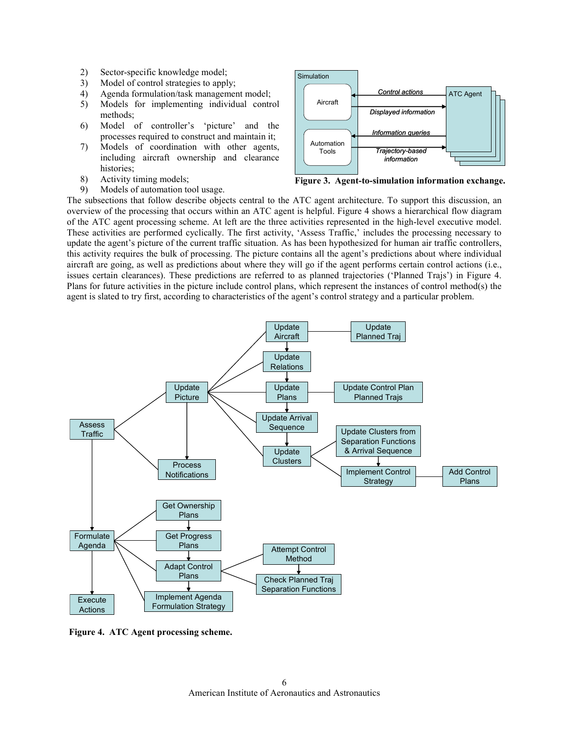2) Sector-specific knowledge model;
3) Model of control strategies to apply;
4) Agenda formulation/task management model;
5) Models for implementing individual control methods;
6) Model of controller's 'picture' and the processes required to construct and maintain it;
7) Models of coordination with other agents, including aircraft ownership and clearance histories;
8) Activity timing models;
9) Models of automation tool usage.

Figure 3. Agent-to-simulation information exchange.

The subsections that follow describe objects central to the ATC agent architecture. To support this discussion, an overview of the processing that occurs within an ATC agent is helpful. Figure 4 shows a hierarchical flow diagram of the ATC agent processing scheme. At left are the three activities represented in the high-level executive model. These activities are performed cyclically. The first activity, 'Assess Traffic,' includes the processing necessary to update the agent's picture of the current traffic situation. As has been hypothesized for human air traffic controllers, this activity requires the bulk of processing. The picture contains all the agent's predictions about where individual aircraft are going, as well as predictions about where they will go if the agent performs certain control actions (i.e., issues certain clearances). These predictions are referred to as planned trajectories ('Planned Trajs') in Figure 4. Plans for future activities in the picture include control plans, which represent the instances of control method(s) the agent is slated to try first, according to characteristics of the agent's control strategy and a particular problem.

Figure 4. ATC Agent processing scheme.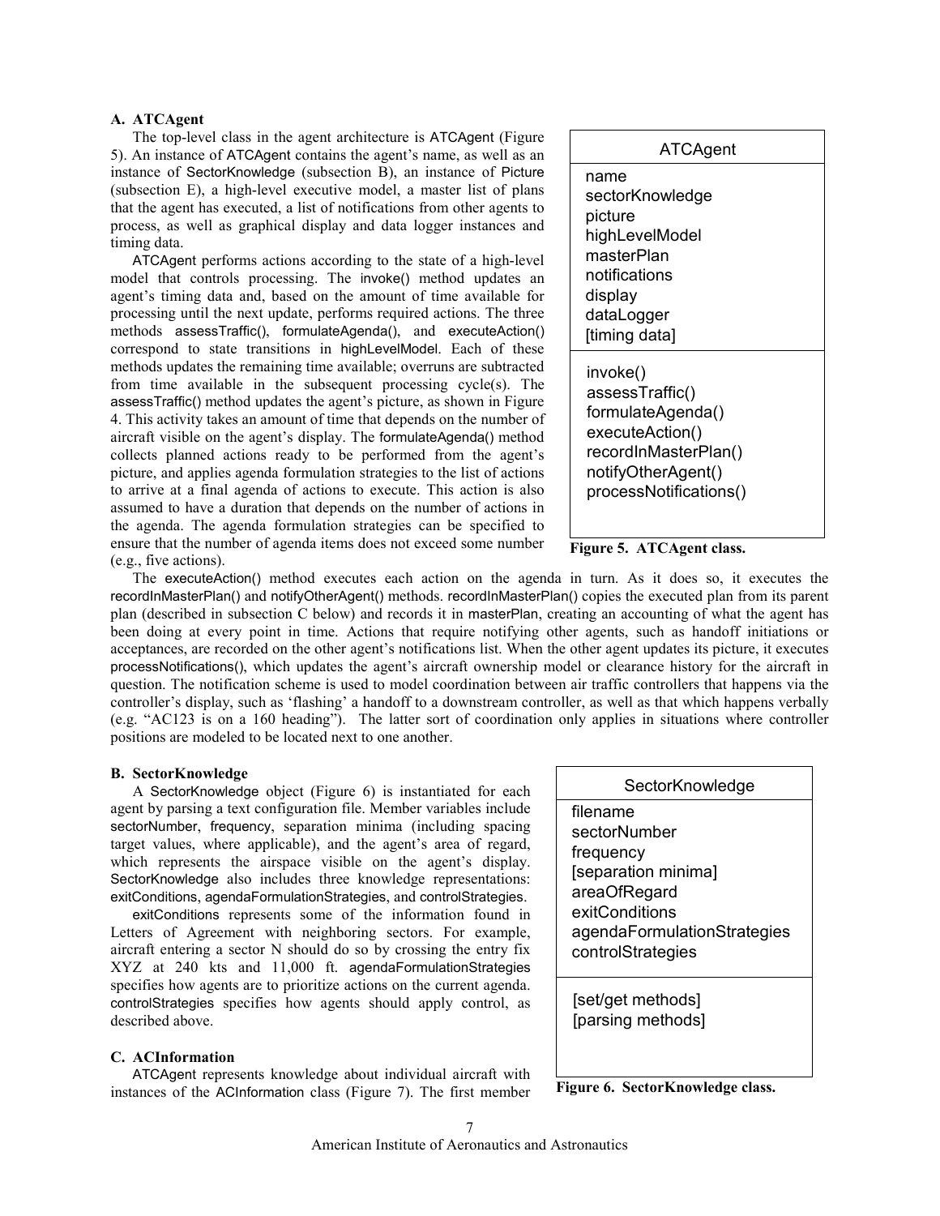### A. ATCAgent

The top-level class in the agent architecture is ATCAgent (Figure 5). An instance of ATCAgent contains the agent's name, as well as an instance of SectorKnowledge (subsection B), an instance of Picture (subsection E), a high-level executive model, a master list of plans that the agent has executed, a list of notifications from other agents to process, as well as graphical display and data logger instances and timing data.

ATCAgent performs actions according to the state of a high-level model that controls processing. The invoke() method updates an agent's timing data and, based on the amount of time available for processing until the next update, performs required actions. The three methods assessTraffic(), formulateAgenda(), and executeAction() correspond to state transitions in highLevelModel. Each of these methods updates the remaining time available; overruns are subtracted from time available in the subsequent processing cycle(s). The assessTraffic() method updates the agent's picture, as shown in Figure 4. This activity takes an amount of time that depends on the number of aircraft visible on the agent's display. The formulateAgenda() method collects planned actions ready to be performed from the agent's picture, and applies agenda formulation strategies to the list of actions to arrive at a final agenda of actions to execute. This action is also assumed to have a duration that depends on the number of actions in the agenda. The agenda formulation strategies can be specified to ensure that the number of agenda items does not exceed some number (e.g., five actions).

| ATCAgent |
| --- |
| name<br>sectorKnowledge<br>picture<br>highLevelModel<br>masterPlan<br>notifications<br>display<br>dataLogger<br>[timing data] |
| invoke()<br>assessTraffic()<br>formulateAgenda()<br>executeAction()<br>recordInMasterPlan()<br>notifyOtherAgent()<br>processNotifications() |

**Figure 5. ATCAgent class.**

The executeAction() method executes each action on the agenda in turn. As it does so, it executes the recordInMasterPlan() and notifyOtherAgent() methods. recordInMasterPlan() copies the executed plan from its parent plan (described in subsection C below) and records it in masterPlan, creating an accounting of what the agent has been doing at every point in time. Actions that require notifying other agents, such as handoff initiations or acceptances, are recorded on the other agent's notifications list. When the other agent updates its picture, it executes processNotifications(), which updates the agent's aircraft ownership model or clearance history for the aircraft in question. The notification scheme is used to model coordination between air traffic controllers that happens via the controller's display, such as 'flashing' a handoff to a downstream controller, as well as that which happens verbally (e.g. "AC123 is on a 160 heading"). The latter sort of coordination only applies in situations where controller positions are modeled to be located next to one another.

### B. SectorKnowledge

A SectorKnowledge object (Figure 6) is instantiated for each agent by parsing a text configuration file. Member variables include sectorNumber, frequency, separation minima (including spacing target values, where applicable), and the agent's area of regard, which represents the airspace visible on the agent's display. SectorKnowledge also includes three knowledge representations: exitConditions, agendaFormulationStrategies, and controlStrategies.

exitConditions represents some of the information found in Letters of Agreement with neighboring sectors. For example, aircraft entering a sector N should do so by crossing the entry fix XYZ at 240 kts and 11,000 ft. agendaFormulationStrategies specifies how agents are to prioritize actions on the current agenda. controlStrategies specifies how agents should apply control, as described above.

| SectorKnowledge |
| --- |
| filename<br>sectorNumber<br>frequency<br>[separation minima]<br>areaOfRegard<br>exitConditions<br>agendaFormulationStrategies<br>controlStrategies |
| [set/get methods]<br>[parsing methods] |

**Figure 6. SectorKnowledge class.**

### C. ACInformation

ATCAgent represents knowledge about individual aircraft with instances of the ACInformation class (Figure 7). The first member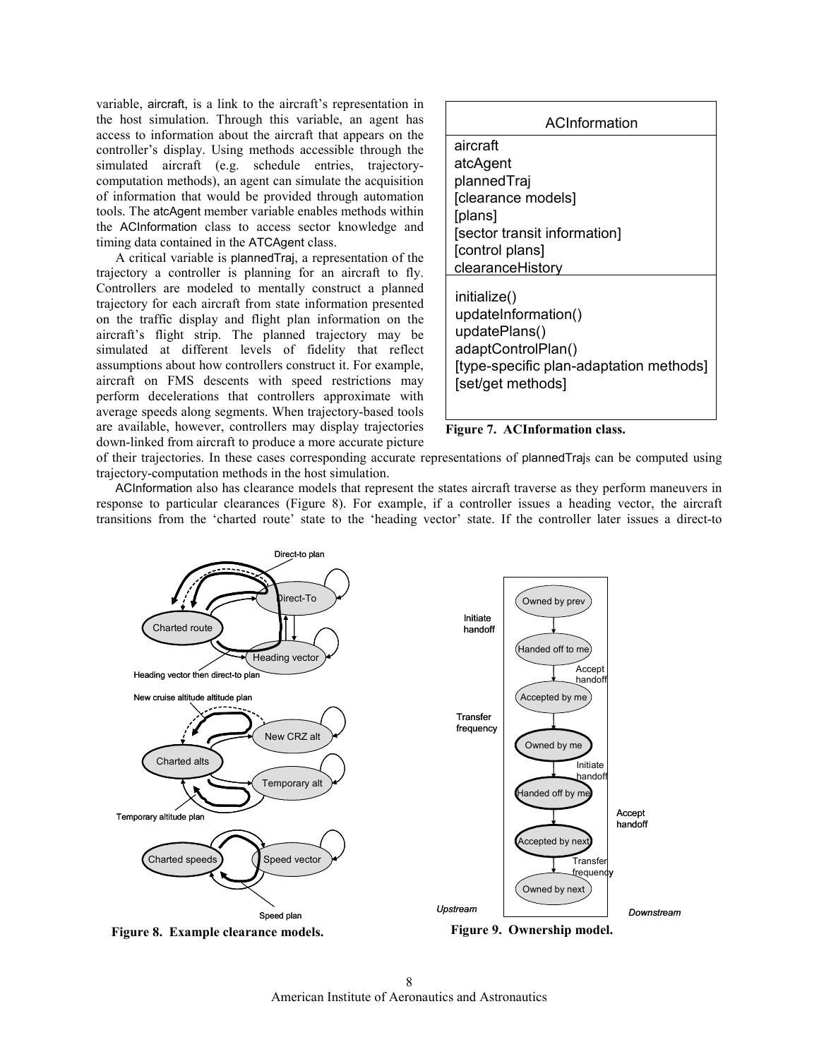variable, aircraft, is a link to the aircraft's representation in the host simulation. Through this variable, an agent has access to information about the aircraft that appears on the controller's display. Using methods accessible through the simulated aircraft (e.g. schedule entries, trajectory-computation methods), an agent can simulate the acquisition of information that would be provided through automation tools. The atcAgent member variable enables methods within the ACInformation class to access sector knowledge and timing data contained in the ATCAgent class.

A critical variable is plannedTraj, a representation of the trajectory a controller is planning for an aircraft to fly. Controllers are modeled to mentally construct a planned trajectory for each aircraft from state information presented on the traffic display and flight plan information on the aircraft's flight strip. The planned trajectory may be simulated at different levels of fidelity that reflect assumptions about how controllers construct it. For example, aircraft on FMS descents with speed restrictions may perform decelerations that controllers approximate with average speeds along segments. When trajectory-based tools are available, however, controllers may display trajectories down-linked from aircraft to produce a more accurate picture of their trajectories. In these cases corresponding accurate representations of plannedTrajs can be computed using trajectory-computation methods in the host simulation.

| ACInformation |
| --- |
| aircraft<br>atcAgent<br>plannedTraj<br>[clearance models]<br>[plans]<br>[sector transit information]<br>[control plans]<br>clearanceHistory |
| initialize()<br>updateInformation()<br>updatePlans()<br>adaptControlPlan()<br>[type-specific plan-adaptation methods]<br>[set/get methods] |

**Figure 7. ACInformation class.**

ACInformation also has clearance models that represent the states aircraft traverse as they perform maneuvers in response to particular clearances (Figure 8). For example, if a controller issues a heading vector, the aircraft transitions from the 'charted route' state to the 'heading vector' state. If the controller later issues a direct-to

**Figure 8. Example clearance models.**

**Figure 9. Ownership model.**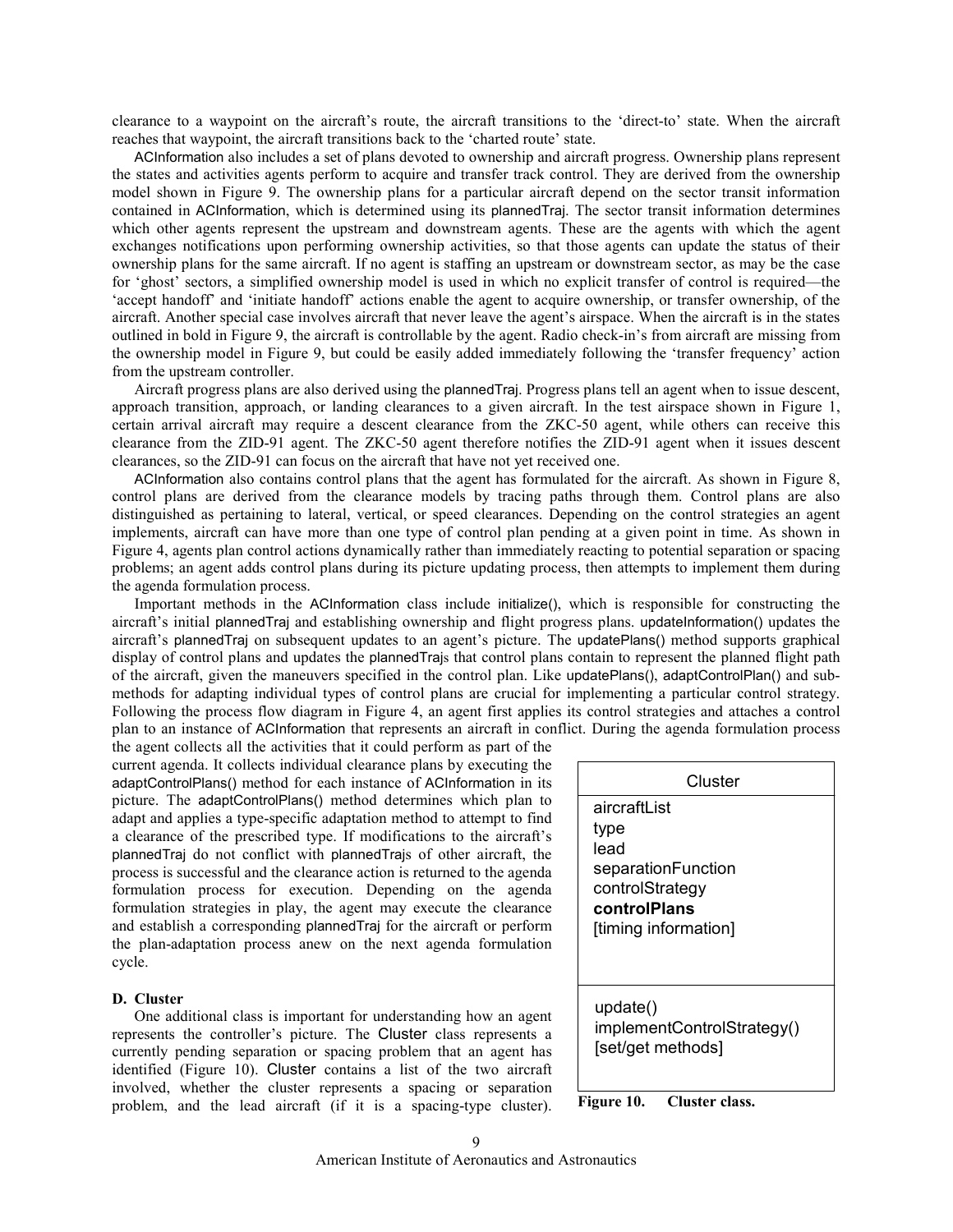clearance to a waypoint on the aircraft's route, the aircraft transitions to the 'direct-to' state. When the aircraft reaches that waypoint, the aircraft transitions back to the 'charted route' state.

ACInformation also includes a set of plans devoted to ownership and aircraft progress. Ownership plans represent the states and activities agents perform to acquire and transfer track control. They are derived from the ownership model shown in Figure 9. The ownership plans for a particular aircraft depend on the sector transit information contained in ACInformation, which is determined using its plannedTraj. The sector transit information determines which other agents represent the upstream and downstream agents. These are the agents with which the agent exchanges notifications upon performing ownership activities, so that those agents can update the status of their ownership plans for the same aircraft. If no agent is staffing an upstream or downstream sector, as may be the case for 'ghost' sectors, a simplified ownership model is used in which no explicit transfer of control is required—the 'accept handoff' and 'initiate handoff' actions enable the agent to acquire ownership, or transfer ownership, of the aircraft. Another special case involves aircraft that never leave the agent's airspace. When the aircraft is in the states outlined in bold in Figure 9, the aircraft is controllable by the agent. Radio check-in's from aircraft are missing from the ownership model in Figure 9, but could be easily added immediately following the 'transfer frequency' action from the upstream controller.

Aircraft progress plans are also derived using the plannedTraj. Progress plans tell an agent when to issue descent, approach transition, approach, or landing clearances to a given aircraft. In the test airspace shown in Figure 1, certain arrival aircraft may require a descent clearance from the ZKC-50 agent, while others can receive this clearance from the ZID-91 agent. The ZKC-50 agent therefore notifies the ZID-91 agent when it issues descent clearances, so the ZID-91 can focus on the aircraft that have not yet received one.

ACInformation also contains control plans that the agent has formulated for the aircraft. As shown in Figure 8, control plans are derived from the clearance models by tracing paths through them. Control plans are also distinguished as pertaining to lateral, vertical, or speed clearances. Depending on the control strategies an agent implements, aircraft can have more than one type of control plan pending at a given point in time. As shown in Figure 4, agents plan control actions dynamically rather than immediately reacting to potential separation or spacing problems; an agent adds control plans during its picture updating process, then attempts to implement them during the agenda formulation process.

Important methods in the ACInformation class include initialize(), which is responsible for constructing the aircraft's initial plannedTraj and establishing ownership and flight progress plans. updateInformation() updates the aircraft's plannedTraj on subsequent updates to an agent's picture. The updatePlans() method supports graphical display of control plans and updates the plannedTrajs that control plans contain to represent the planned flight path of the aircraft, given the maneuvers specified in the control plan. Like updatePlans(), adaptControlPlan() and sub-methods for adapting individual types of control plans are crucial for implementing a particular control strategy. Following the process flow diagram in Figure 4, an agent first applies its control strategies and attaches a control plan to an instance of ACInformation that represents an aircraft in conflict. During the agenda formulation process the agent collects all the activities that it could perform as part of the current agenda. It collects individual clearance plans by executing the adaptControlPlans() method for each instance of ACInformation in its picture. The adaptControlPlans() method determines which plan to adapt and applies a type-specific adaptation method to attempt to find a clearance of the prescribed type. If modifications to the aircraft's plannedTraj do not conflict with plannedTrajs of other aircraft, the process is successful and the clearance action is returned to the agenda formulation process for execution. Depending on the agenda formulation strategies in play, the agent may execute the clearance and establish a corresponding plannedTraj for the aircraft or perform the plan-adaptation process anew on the next agenda formulation cycle.

### D. Cluster

One additional class is important for understanding how an agent represents the controller's picture. The Cluster class represents a currently pending separation or spacing problem that an agent has identified (Figure 10). Cluster contains a list of the two aircraft involved, whether the cluster represents a spacing or separation problem, and the lead aircraft (if it is a spacing-type cluster).

| Cluster |
|---|
| aircraftList<br>type<br>lead<br>separationFunction<br>controlStrategy<br>**controlPlans**<br>[timing information] |
| update()<br>implementControlStrategy()<br>[set/get methods] |

**Figure 10. Cluster class.**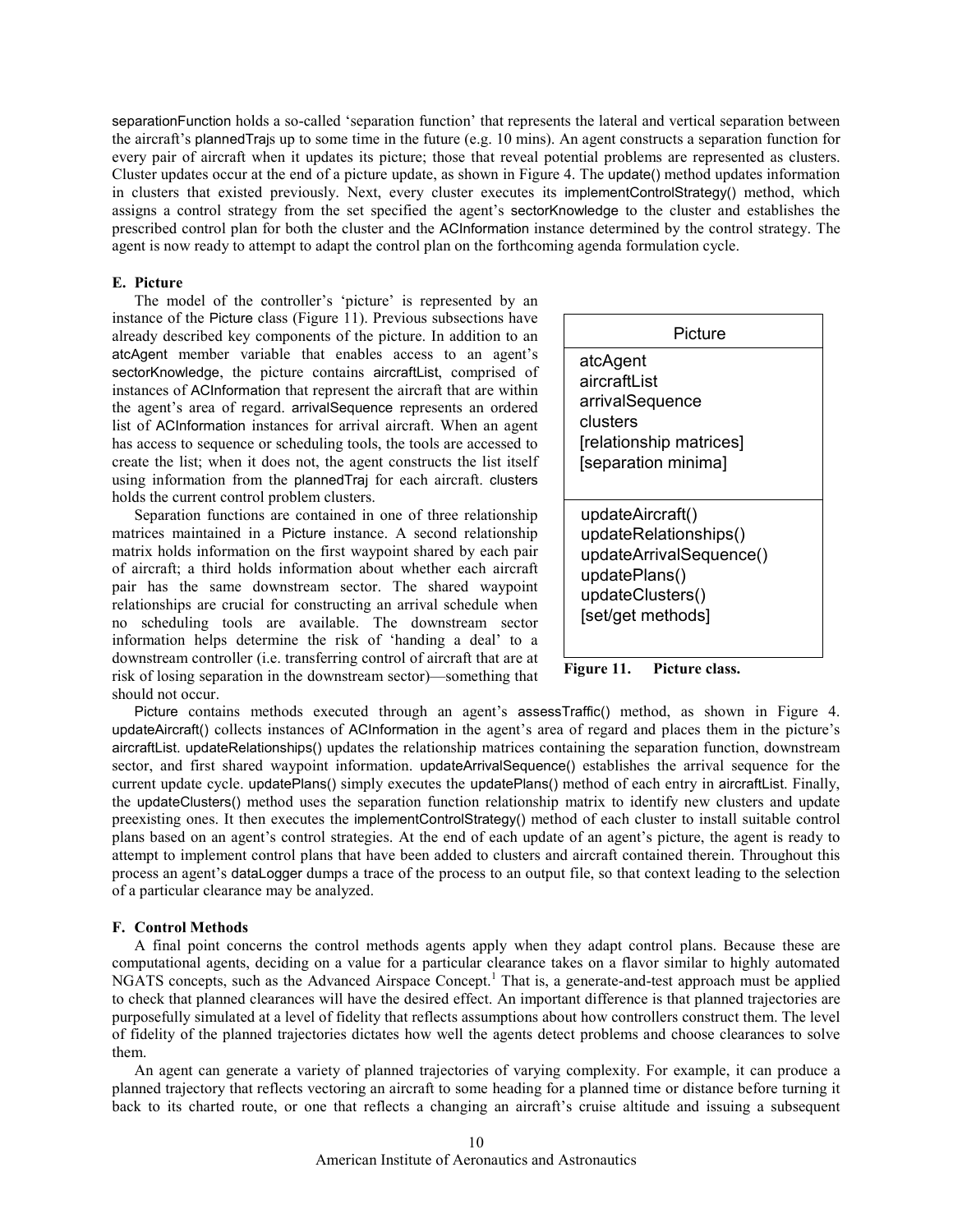separationFunction holds a so-called 'separation function' that represents the lateral and vertical separation between the aircraft's plannedTrajs up to some time in the future (e.g. 10 mins). An agent constructs a separation function for every pair of aircraft when it updates its picture; those that reveal potential problems are represented as clusters. Cluster updates occur at the end of a picture update, as shown in Figure 4. The update() method updates information in clusters that existed previously. Next, every cluster executes its implementControlStrategy() method, which assigns a control strategy from the set specified the agent's sectorKnowledge to the cluster and establishes the prescribed control plan for both the cluster and the ACInformation instance determined by the control strategy. The agent is now ready to attempt to adapt the control plan on the forthcoming agenda formulation cycle.

### E. Picture

The model of the controller's 'picture' is represented by an instance of the Picture class (Figure 11). Previous subsections have already described key components of the picture. In addition to an atcAgent member variable that enables access to an agent's sectorKnowledge, the picture contains aircraftList, comprised of instances of ACInformation that represent the aircraft that are within the agent's area of regard. arrivalSequence represents an ordered list of ACInformation instances for arrival aircraft. When an agent has access to sequence or scheduling tools, the tools are accessed to create the list; when it does not, the agent constructs the list itself using information from the plannedTraj for each aircraft. clusters holds the current control problem clusters.

Separation functions are contained in one of three relationship matrices maintained in a Picture instance. A second relationship matrix holds information on the first waypoint shared by each pair of aircraft; a third holds information about whether each aircraft pair has the same downstream sector. The shared waypoint relationships are crucial for constructing an arrival schedule when no scheduling tools are available. The downstream sector information helps determine the risk of 'handing a deal' to a downstream controller (i.e. transferring control of aircraft that are at risk of losing separation in the downstream sector)—something that should not occur.

Picture

atcAgent
aircraftList
arrivalSequence
clusters
[relationship matrices]
[separation minima]

updateAircraft()
updateRelationships()
updateArrivalSequence()
updatePlans()
updateClusters()
[set/get methods]

**Figure 11. Picture class.**

Picture contains methods executed through an agent's assessTraffic() method, as shown in Figure 4. updateAircraft() collects instances of ACInformation in the agent's area of regard and places them in the picture's aircraftList. updateRelationships() updates the relationship matrices containing the separation function, downstream sector, and first shared waypoint information. updateArrivalSequence() establishes the arrival sequence for the current update cycle. updatePlans() simply executes the updatePlans() method of each entry in aircraftList. Finally, the updateClusters() method uses the separation function relationship matrix to identify new clusters and update preexisting ones. It then executes the implementControlStrategy() method of each cluster to install suitable control plans based on an agent's control strategies. At the end of each update of an agent's picture, the agent is ready to attempt to implement control plans that have been added to clusters and aircraft contained therein. Throughout this process an agent's dataLogger dumps a trace of the process to an output file, so that context leading to the selection of a particular clearance may be analyzed.

### F. Control Methods

A final point concerns the control methods agents apply when they adapt control plans. Because these are computational agents, deciding on a value for a particular clearance takes on a flavor similar to highly automated NGATS concepts, such as the Advanced Airspace Concept.[1] That is, a generate-and-test approach must be applied to check that planned clearances will have the desired effect. An important difference is that planned trajectories are purposefully simulated at a level of fidelity that reflects assumptions about how controllers construct them. The level of fidelity of the planned trajectories dictates how well the agents detect problems and choose clearances to solve them.

An agent can generate a variety of planned trajectories of varying complexity. For example, it can produce a planned trajectory that reflects vectoring an aircraft to some heading for a planned time or distance before turning it back to its charted route, or one that reflects a changing an aircraft's cruise altitude and issuing a subsequent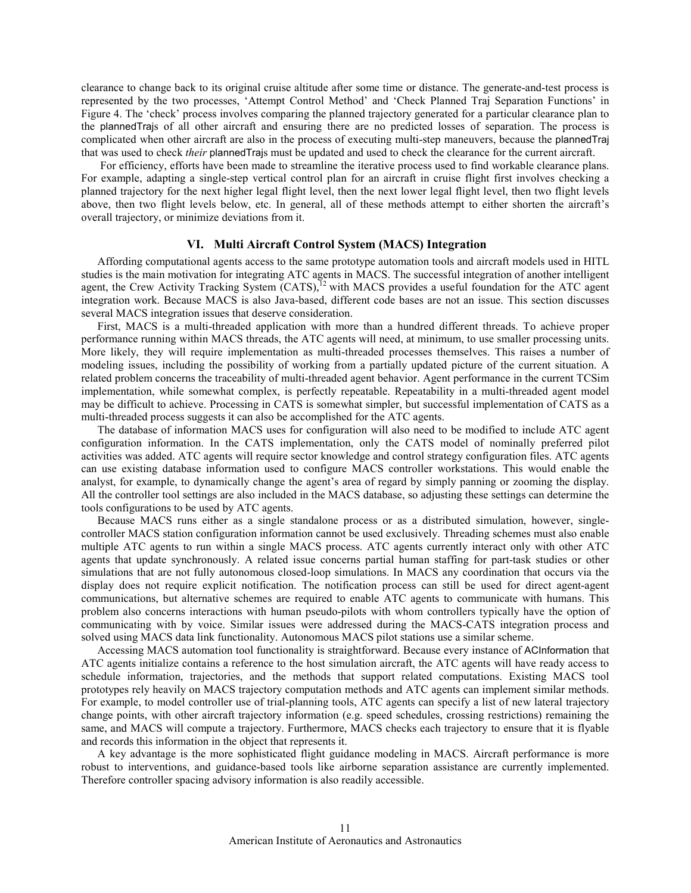clearance to change back to its original cruise altitude after some time or distance. The generate-and-test process is represented by the two processes, 'Attempt Control Method' and 'Check Planned Traj Separation Functions' in Figure 4. The 'check' process involves comparing the planned trajectory generated for a particular clearance plan to the plannedTrajs of all other aircraft and ensuring there are no predicted losses of separation. The process is complicated when other aircraft are also in the process of executing multi-step maneuvers, because the plannedTraj that was used to check *their* plannedTrajs must be updated and used to check the clearance for the current aircraft.

For efficiency, efforts have been made to streamline the iterative process used to find workable clearance plans. For example, adapting a single-step vertical control plan for an aircraft in cruise flight first involves checking a planned trajectory for the next higher legal flight level, then the next lower legal flight level, then two flight levels above, then two flight levels below, etc. In general, all of these methods attempt to either shorten the aircraft's overall trajectory, or minimize deviations from it.

## VI. Multi Aircraft Control System (MACS) Integration

Affording computational agents access to the same prototype automation tools and aircraft models used in HITL studies is the main motivation for integrating ATC agents in MACS. The successful integration of another intelligent agent, the Crew Activity Tracking System (CATS),[12] with MACS provides a useful foundation for the ATC agent integration work. Because MACS is also Java-based, different code bases are not an issue. This section discusses several MACS integration issues that deserve consideration.

First, MACS is a multi-threaded application with more than a hundred different threads. To achieve proper performance running within MACS threads, the ATC agents will need, at minimum, to use smaller processing units. More likely, they will require implementation as multi-threaded processes themselves. This raises a number of modeling issues, including the possibility of working from a partially updated picture of the current situation. A related problem concerns the traceability of multi-threaded agent behavior. Agent performance in the current TCSim implementation, while somewhat complex, is perfectly repeatable. Repeatability in a multi-threaded agent model may be difficult to achieve. Processing in CATS is somewhat simpler, but successful implementation of CATS as a multi-threaded process suggests it can also be accomplished for the ATC agents.

The database of information MACS uses for configuration will also need to be modified to include ATC agent configuration information. In the CATS implementation, only the CATS model of nominally preferred pilot activities was added. ATC agents will require sector knowledge and control strategy configuration files. ATC agents can use existing database information used to configure MACS controller workstations. This would enable the analyst, for example, to dynamically change the agent's area of regard by simply panning or zooming the display. All the controller tool settings are also included in the MACS database, so adjusting these settings can determine the tools configurations to be used by ATC agents.

Because MACS runs either as a single standalone process or as a distributed simulation, however, single-controller MACS station configuration information cannot be used exclusively. Threading schemes must also enable multiple ATC agents to run within a single MACS process. ATC agents currently interact only with other ATC agents that update synchronously. A related issue concerns partial human staffing for part-task studies or other simulations that are not fully autonomous closed-loop simulations. In MACS any coordination that occurs via the display does not require explicit notification. The notification process can still be used for direct agent-agent communications, but alternative schemes are required to enable ATC agents to communicate with humans. This problem also concerns interactions with human pseudo-pilots with whom controllers typically have the option of communicating with by voice. Similar issues were addressed during the MACS-CATS integration process and solved using MACS data link functionality. Autonomous MACS pilot stations use a similar scheme.

Accessing MACS automation tool functionality is straightforward. Because every instance of ACInformation that ATC agents initialize contains a reference to the host simulation aircraft, the ATC agents will have ready access to schedule information, trajectories, and the methods that support related computations. Existing MACS tool prototypes rely heavily on MACS trajectory computation methods and ATC agents can implement similar methods. For example, to model controller use of trial-planning tools, ATC agents can specify a list of new lateral trajectory change points, with other aircraft trajectory information (e.g. speed schedules, crossing restrictions) remaining the same, and MACS will compute a trajectory. Furthermore, MACS checks each trajectory to ensure that it is flyable and records this information in the object that represents it.

A key advantage is the more sophisticated flight guidance modeling in MACS. Aircraft performance is more robust to interventions, and guidance-based tools like airborne separation assistance are currently implemented. Therefore controller spacing advisory information is also readily accessible.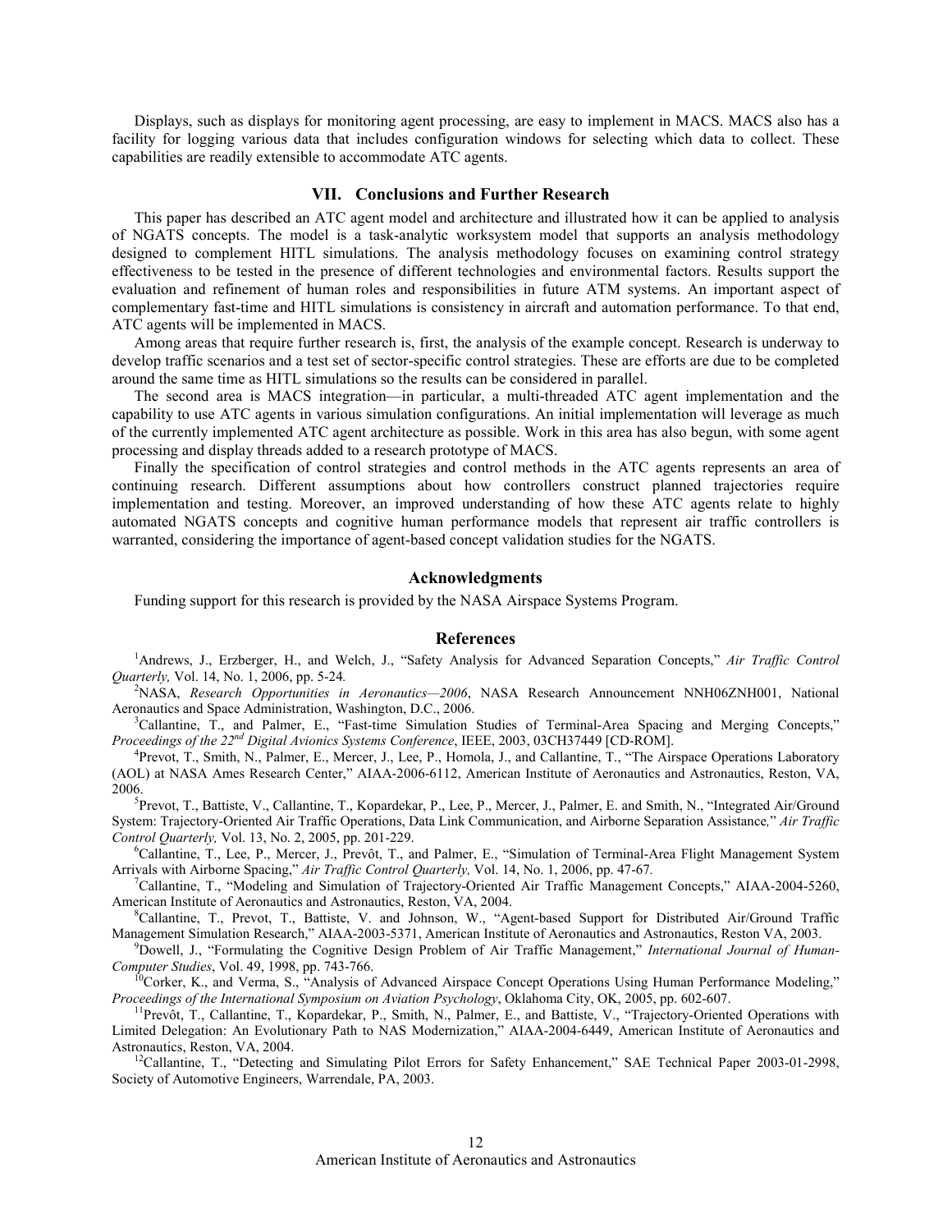Displays, such as displays for monitoring agent processing, are easy to implement in MACS. MACS also has a facility for logging various data that includes configuration windows for selecting which data to collect. These capabilities are readily extensible to accommodate ATC agents.

## VII. Conclusions and Further Research

This paper has described an ATC agent model and architecture and illustrated how it can be applied to analysis of NGATS concepts. The model is a task-analytic worksystem model that supports an analysis methodology designed to complement HITL simulations. The analysis methodology focuses on examining control strategy effectiveness to be tested in the presence of different technologies and environmental factors. Results support the evaluation and refinement of human roles and responsibilities in future ATM systems. An important aspect of complementary fast-time and HITL simulations is consistency in aircraft and automation performance. To that end, ATC agents will be implemented in MACS.

Among areas that require further research is, first, the analysis of the example concept. Research is underway to develop traffic scenarios and a test set of sector-specific control strategies. These are efforts are due to be completed around the same time as HITL simulations so the results can be considered in parallel.

The second area is MACS integration—in particular, a multi-threaded ATC agent implementation and the capability to use ATC agents in various simulation configurations. An initial implementation will leverage as much of the currently implemented ATC agent architecture as possible. Work in this area has also begun, with some agent processing and display threads added to a research prototype of MACS.

Finally the specification of control strategies and control methods in the ATC agents represents an area of continuing research. Different assumptions about how controllers construct planned trajectories require implementation and testing. Moreover, an improved understanding of how these ATC agents relate to highly automated NGATS concepts and cognitive human performance models that represent air traffic controllers is warranted, considering the importance of agent-based concept validation studies for the NGATS.

## Acknowledgments

Funding support for this research is provided by the NASA Airspace Systems Program.

## References

[1]Andrews, J., Erzberger, H., and Welch, J., "Safety Analysis for Advanced Separation Concepts," *Air Traffic Control Quarterly,* Vol. 14, No. 1, 2006, pp. 5-24.

[2]NASA, *Research Opportunities in Aeronautics—2006*, NASA Research Announcement NNH06ZNH001, National Aeronautics and Space Administration, Washington, D.C., 2006.

[3]Callantine, T., and Palmer, E., "Fast-time Simulation Studies of Terminal-Area Spacing and Merging Concepts," *Proceedings of the 22nd Digital Avionics Systems Conference*, IEEE, 2003, 03CH37449 [CD-ROM].

[4]Prevot, T., Smith, N., Palmer, E., Mercer, J., Lee, P., Homola, J., and Callantine, T., "The Airspace Operations Laboratory (AOL) at NASA Ames Research Center," AIAA-2006-6112, American Institute of Aeronautics and Astronautics, Reston, VA, 2006.

[5]Prevot, T., Battiste, V., Callantine, T., Kopardekar, P., Lee, P., Mercer, J., Palmer, E. and Smith, N., "Integrated Air/Ground System: Trajectory-Oriented Air Traffic Operations, Data Link Communication, and Airborne Separation Assistance," *Air Traffic Control Quarterly,* Vol. 13, No. 2, 2005, pp. 201-229.

[6]Callantine, T., Lee, P., Mercer, J., Prevôt, T., and Palmer, E., "Simulation of Terminal-Area Flight Management System Arrivals with Airborne Spacing," *Air Traffic Control Quarterly,* Vol. 14, No. 1, 2006, pp. 47-67.

[7]Callantine, T., "Modeling and Simulation of Trajectory-Oriented Air Traffic Management Concepts," AIAA-2004-5260, American Institute of Aeronautics and Astronautics, Reston, VA, 2004.

[8]Callantine, T., Prevot, T., Battiste, V. and Johnson, W., "Agent-based Support for Distributed Air/Ground Traffic Management Simulation Research," AIAA-2003-5371, American Institute of Aeronautics and Astronautics, Reston VA, 2003.

[9]Dowell, J., "Formulating the Cognitive Design Problem of Air Traffic Management," *International Journal of Human-Computer Studies*, Vol. 49, 1998, pp. 743-766.

[10]Corker, K., and Verma, S., "Analysis of Advanced Airspace Concept Operations Using Human Performance Modeling," *Proceedings of the International Symposium on Aviation Psychology*, Oklahoma City, OK, 2005, pp. 602-607.

[11]Prevôt, T., Callantine, T., Kopardekar, P., Smith, N., Palmer, E., and Battiste, V., "Trajectory-Oriented Operations with Limited Delegation: An Evolutionary Path to NAS Modernization," AIAA-2004-6449, American Institute of Aeronautics and Astronautics, Reston, VA, 2004.

[12]Callantine, T., "Detecting and Simulating Pilot Errors for Safety Enhancement," SAE Technical Paper 2003-01-2998, Society of Automotive Engineers, Warrendale, PA, 2003.